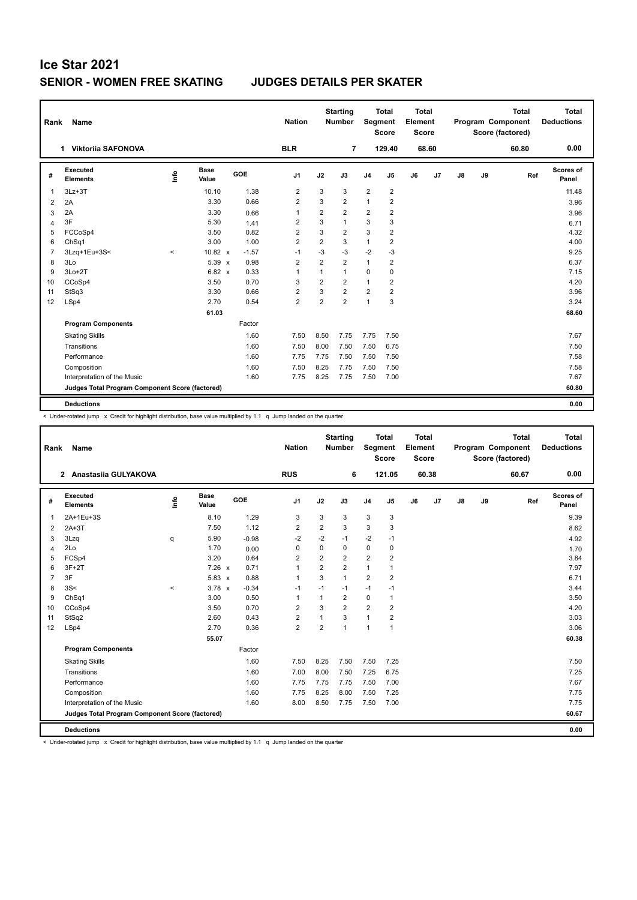# Ice Star 2021

## SENIOR - WOMEN FREE SKATING JUDGES DETAILS PER SKATER

| Rank | Name | Nation | Starting Number | Total Segment Score | Total Element Score | Total Program Component Score (factored) | Total Deductions |
|---|---|---|---|---|---|---|---|
| 1 | Viktoriia SAFONOVA | BLR | 7 | 129.40 | 68.60 | 60.80 | 0.00 |

| # | Executed Elements | Info | Base Value | | GOE | J1 | J2 | J3 | J4 | J5 | J6 | J7 | J8 | J9 | Ref | Scores of Panel |
|---|---|---|---|---|---|---|---|---|---|---|---|---|---|---|---|---|
| 1 | 3Lz+3T | | 10.10 | | 1.38 | 2 | 3 | 3 | 2 | 2 | | | | | | 11.48 |
| 2 | 2A | | 3.30 | | 0.66 | 2 | 3 | 2 | 1 | 2 | | | | | | 3.96 |
| 3 | 2A | | 3.30 | | 0.66 | 1 | 2 | 2 | 2 | 2 | | | | | | 3.96 |
| 4 | 3F | | 5.30 | | 1.41 | 2 | 3 | 1 | 3 | 3 | | | | | | 6.71 |
| 5 | FCCoSp4 | | 3.50 | | 0.82 | 2 | 3 | 2 | 3 | 2 | | | | | | 4.32 |
| 6 | ChSq1 | | 3.00 | | 1.00 | 2 | 2 | 3 | 1 | 2 | | | | | | 4.00 |
| 7 | 3Lzq+1Eu+3S< | < | 10.82 | x | -1.57 | -1 | -3 | -3 | -2 | -3 | | | | | | 9.25 |
| 8 | 3Lo | | 5.39 | x | 0.98 | 2 | 2 | 2 | 1 | 2 | | | | | | 6.37 |
| 9 | 3Lo+2T | | 6.82 | x | 0.33 | 1 | 1 | 1 | 0 | 0 | | | | | | 7.15 |
| 10 | CCoSp4 | | 3.50 | | 0.70 | 3 | 2 | 2 | 1 | 2 | | | | | | 4.20 |
| 11 | StSq3 | | 3.30 | | 0.66 | 2 | 3 | 2 | 2 | 2 | | | | | | 3.96 |
| 12 | LSp4 | | 2.70 | | 0.54 | 2 | 2 | 2 | 1 | 3 | | | | | | 3.24 |
| | | | 61.03 | | | | | | | | | | | | | 68.60 |
| | **Program Components** | | | | Factor | | | | | | | | | | | |
| | Skating Skills | | | | 1.60 | 7.50 | 8.50 | 7.75 | 7.75 | 7.50 | | | | | | 7.67 |
| | Transitions | | | | 1.60 | 7.50 | 8.00 | 7.50 | 7.50 | 6.75 | | | | | | 7.50 |
| | Performance | | | | 1.60 | 7.75 | 7.75 | 7.50 | 7.50 | 7.50 | | | | | | 7.58 |
| | Composition | | | | 1.60 | 7.50 | 8.25 | 7.75 | 7.50 | 7.50 | | | | | | 7.58 |
| | Interpretation of the Music | | | | 1.60 | 7.75 | 8.25 | 7.75 | 7.50 | 7.00 | | | | | | 7.67 |
| | **Judges Total Program Component Score (factored)** | | | | | | | | | | | | | | | 60.80 |
| | **Deductions** | | | | | | | | | | | | | | | 0.00 |

< Under-rotated jump x Credit for highlight distribution, base value multiplied by 1.1 q Jump landed on the quarter

| Rank | Name | Nation | Starting Number | Total Segment Score | Total Element Score | Total Program Component Score (factored) | Total Deductions |
|---|---|---|---|---|---|---|---|
| 2 | Anastasiia GULYAKOVA | RUS | 6 | 121.05 | 60.38 | 60.67 | 0.00 |

| # | Executed Elements | Info | Base Value | | GOE | J1 | J2 | J3 | J4 | J5 | J6 | J7 | J8 | J9 | Ref | Scores of Panel |
|---|---|---|---|---|---|---|---|---|---|---|---|---|---|---|---|---|
| 1 | 2A+1Eu+3S | | 8.10 | | 1.29 | 3 | 3 | 3 | 3 | 3 | | | | | | 9.39 |
| 2 | 2A+3T | | 7.50 | | 1.12 | 2 | 2 | 3 | 3 | 3 | | | | | | 8.62 |
| 3 | 3Lzq | q | 5.90 | | -0.98 | -2 | -2 | -1 | -2 | -1 | | | | | | 4.92 |
| 4 | 2Lo | | 1.70 | | 0.00 | 0 | 0 | 0 | 0 | 0 | | | | | | 1.70 |
| 5 | FCSp4 | | 3.20 | | 0.64 | 2 | 2 | 2 | 2 | 2 | | | | | | 3.84 |
| 6 | 3F+2T | | 7.26 | x | 0.71 | 1 | 2 | 2 | 1 | 1 | | | | | | 7.97 |
| 7 | 3F | | 5.83 | x | 0.88 | 1 | 3 | 1 | 2 | 2 | | | | | | 6.71 |
| 8 | 3S< | < | 3.78 | x | -0.34 | -1 | -1 | -1 | -1 | -1 | | | | | | 3.44 |
| 9 | ChSq1 | | 3.00 | | 0.50 | 1 | 1 | 2 | 0 | 1 | | | | | | 3.50 |
| 10 | CCoSp4 | | 3.50 | | 0.70 | 2 | 3 | 2 | 2 | 2 | | | | | | 4.20 |
| 11 | StSq2 | | 2.60 | | 0.43 | 2 | 1 | 3 | 1 | 2 | | | | | | 3.03 |
| 12 | LSp4 | | 2.70 | | 0.36 | 2 | 2 | 1 | 1 | 1 | | | | | | 3.06 |
| | | | 55.07 | | | | | | | | | | | | | 60.38 |
| | **Program Components** | | | | Factor | | | | | | | | | | | |
| | Skating Skills | | | | 1.60 | 7.50 | 8.25 | 7.50 | 7.50 | 7.25 | | | | | | 7.50 |
| | Transitions | | | | 1.60 | 7.00 | 8.00 | 7.50 | 7.25 | 6.75 | | | | | | 7.25 |
| | Performance | | | | 1.60 | 7.75 | 7.75 | 7.75 | 7.50 | 7.00 | | | | | | 7.67 |
| | Composition | | | | 1.60 | 7.75 | 8.25 | 8.00 | 7.50 | 7.25 | | | | | | 7.75 |
| | Interpretation of the Music | | | | 1.60 | 8.00 | 8.50 | 7.75 | 7.50 | 7.00 | | | | | | 7.75 |
| | **Judges Total Program Component Score (factored)** | | | | | | | | | | | | | | | 60.67 |
| | **Deductions** | | | | | | | | | | | | | | | 0.00 |

< Under-rotated jump x Credit for highlight distribution, base value multiplied by 1.1 q Jump landed on the quarter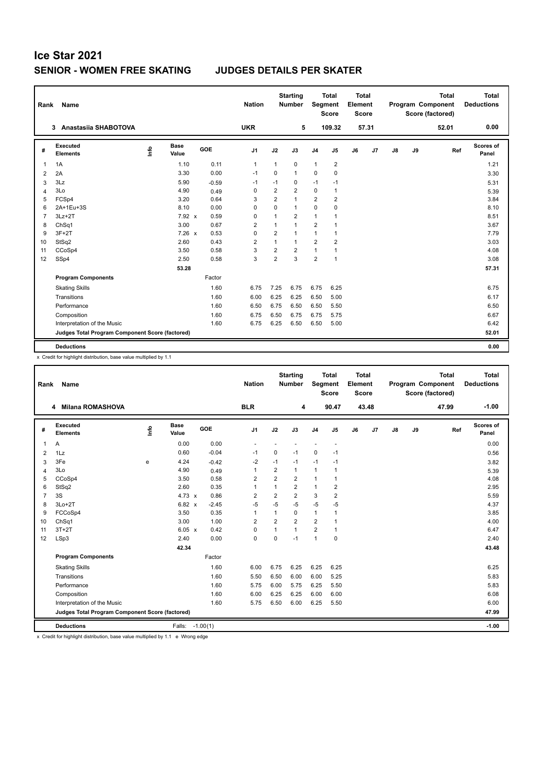# Ice Star 2021

## SENIOR - WOMEN FREE SKATING JUDGES DETAILS PER SKATER

| Rank | Name | Nation | Starting Number | Total Segment Score | Total Element Score | Total Program Component Score (factored) | Total Deductions |
|---|---|---|---|---|---|---|---|
| 3 | Anastasiia SHABOTOVA | UKR | 5 | 109.32 | 57.31 | 52.01 | 0.00 |

| # | Executed Elements | Info | Base Value | | GOE | J1 | J2 | J3 | J4 | J5 | J6 | J7 | J8 | J9 | Ref | Scores of Panel |
|---|---|---|---|---|---|---|---|---|---|---|---|---|---|---|---|---|
| 1 | 1A | | 1.10 | | 0.11 | 1 | 1 | 0 | 1 | 2 | | | | | | 1.21 |
| 2 | 2A | | 3.30 | | 0.00 | -1 | 0 | 1 | 0 | 0 | | | | | | 3.30 |
| 3 | 3Lz | | 5.90 | | -0.59 | -1 | -1 | 0 | -1 | -1 | | | | | | 5.31 |
| 4 | 3Lo | | 4.90 | | 0.49 | 0 | 2 | 2 | 0 | 1 | | | | | | 5.39 |
| 5 | FCSp4 | | 3.20 | | 0.64 | 3 | 2 | 1 | 2 | 2 | | | | | | 3.84 |
| 6 | 2A+1Eu+3S | | 8.10 | | 0.00 | 0 | 0 | 1 | 0 | 0 | | | | | | 8.10 |
| 7 | 3Lz+2T | | 7.92 | x | 0.59 | 0 | 1 | 2 | 1 | 1 | | | | | | 8.51 |
| 8 | ChSq1 | | 3.00 | | 0.67 | 2 | 1 | 1 | 2 | 1 | | | | | | 3.67 |
| 9 | 3F+2T | | 7.26 | x | 0.53 | 0 | 2 | 1 | 1 | 1 | | | | | | 7.79 |
| 10 | StSq2 | | 2.60 | | 0.43 | 2 | 1 | 1 | 2 | 2 | | | | | | 3.03 |
| 11 | CCoSp4 | | 3.50 | | 0.58 | 3 | 2 | 2 | 1 | 1 | | | | | | 4.08 |
| 12 | SSp4 | | 2.50 | | 0.58 | 3 | 2 | 3 | 2 | 1 | | | | | | 3.08 |
| | | | 53.28 | | | | | | | | | | | | | 57.31 |
| | **Program Components** | | | | Factor | | | | | | | | | | | |
| | Skating Skills | | | | 1.60 | 6.75 | 7.25 | 6.75 | 6.75 | 6.25 | | | | | | 6.75 |
| | Transitions | | | | 1.60 | 6.00 | 6.25 | 6.25 | 6.50 | 5.00 | | | | | | 6.17 |
| | Performance | | | | 1.60 | 6.50 | 6.75 | 6.50 | 6.50 | 5.50 | | | | | | 6.50 |
| | Composition | | | | 1.60 | 6.75 | 6.50 | 6.75 | 6.75 | 5.75 | | | | | | 6.67 |
| | Interpretation of the Music | | | | 1.60 | 6.75 | 6.25 | 6.50 | 6.50 | 5.00 | | | | | | 6.42 |
| | **Judges Total Program Component Score (factored)** | | | | | | | | | | | | | | | 52.01 |
| | **Deductions** | | | | | | | | | | | | | | | 0.00 |

x Credit for highlight distribution, base value multiplied by 1.1

| Rank | Name | Nation | Starting Number | Total Segment Score | Total Element Score | Total Program Component Score (factored) | Total Deductions |
|---|---|---|---|---|---|---|---|
| 4 | Milana ROMASHOVA | BLR | 4 | 90.47 | 43.48 | 47.99 | -1.00 |

| # | Executed Elements | Info | Base Value | | GOE | J1 | J2 | J3 | J4 | J5 | J6 | J7 | J8 | J9 | Ref | Scores of Panel |
|---|---|---|---|---|---|---|---|---|---|---|---|---|---|---|---|---|
| 1 | A | | 0.00 | | 0.00 | - | - | - | - | - | | | | | | 0.00 |
| 2 | 1Lz | | 0.60 | | -0.04 | -1 | 0 | -1 | 0 | -1 | | | | | | 0.56 |
| 3 | 3Fe | e | 4.24 | | -0.42 | -2 | -1 | -1 | -1 | -1 | | | | | | 3.82 |
| 4 | 3Lo | | 4.90 | | 0.49 | 1 | 2 | 1 | 1 | 1 | | | | | | 5.39 |
| 5 | CCoSp4 | | 3.50 | | 0.58 | 2 | 2 | 2 | 1 | 1 | | | | | | 4.08 |
| 6 | StSq2 | | 2.60 | | 0.35 | 1 | 1 | 2 | 1 | 2 | | | | | | 2.95 |
| 7 | 3S | | 4.73 | x | 0.86 | 2 | 2 | 2 | 3 | 2 | | | | | | 5.59 |
| 8 | 3Lo+2T | | 6.82 | x | -2.45 | -5 | -5 | -5 | -5 | -5 | | | | | | 4.37 |
| 9 | FCCoSp4 | | 3.50 | | 0.35 | 1 | 1 | 0 | 1 | 1 | | | | | | 3.85 |
| 10 | ChSq1 | | 3.00 | | 1.00 | 2 | 2 | 2 | 2 | 1 | | | | | | 4.00 |
| 11 | 3T+2T | | 6.05 | x | 0.42 | 0 | 1 | 1 | 2 | 1 | | | | | | 6.47 |
| 12 | LSp3 | | 2.40 | | 0.00 | 0 | 0 | -1 | 1 | 0 | | | | | | 2.40 |
| | | | 42.34 | | | | | | | | | | | | | 43.48 |
| | **Program Components** | | | | Factor | | | | | | | | | | | |
| | Skating Skills | | | | 1.60 | 6.00 | 6.75 | 6.25 | 6.25 | 6.25 | | | | | | 6.25 |
| | Transitions | | | | 1.60 | 5.50 | 6.50 | 6.00 | 6.00 | 5.25 | | | | | | 5.83 |
| | Performance | | | | 1.60 | 5.75 | 6.00 | 5.75 | 6.25 | 5.50 | | | | | | 5.83 |
| | Composition | | | | 1.60 | 6.00 | 6.25 | 6.25 | 6.00 | 6.00 | | | | | | 6.08 |
| | Interpretation of the Music | | | | 1.60 | 5.75 | 6.50 | 6.00 | 6.25 | 5.50 | | | | | | 6.00 |
| | **Judges Total Program Component Score (factored)** | | | | | | | | | | | | | | | 47.99 |
| | **Deductions** | | Falls: | | -1.00(1) | | | | | | | | | | | -1.00 |

x Credit for highlight distribution, base value multiplied by 1.1 e Wrong edge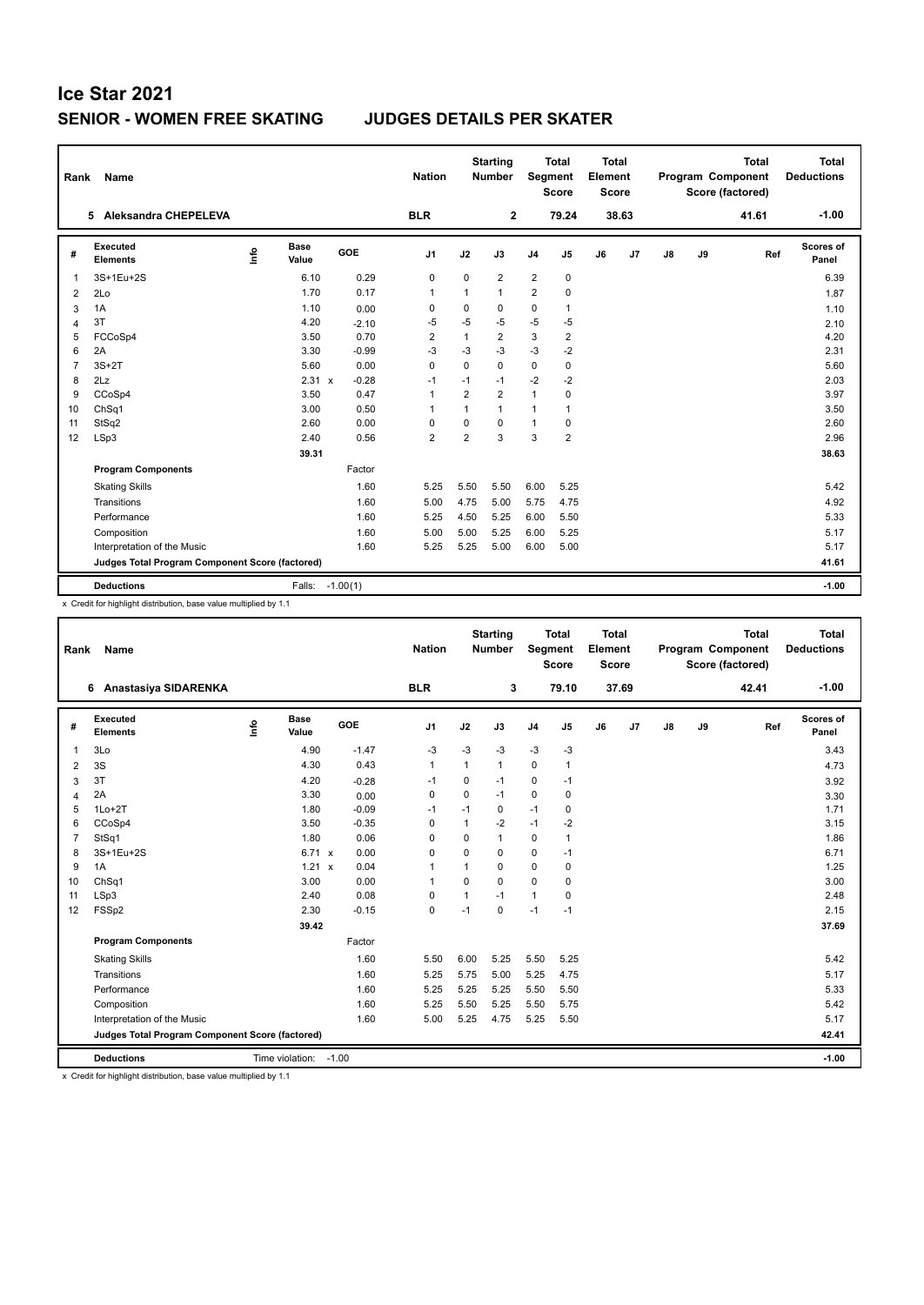# Ice Star 2021

## SENIOR - WOMEN FREE SKATING JUDGES DETAILS PER SKATER

| Rank | Name | Nation | Starting Number | Total Segment Score | Total Element Score | Total Program Component Score (factored) | Total Deductions |
|---|---|---|---|---|---|---|---|
| 5 | Aleksandra CHEPELEVA | BLR | 2 | 79.24 | 38.63 | 41.61 | -1.00 |

| # | Executed Elements | Info | Base Value | | GOE | J1 | J2 | J3 | J4 | J5 | J6 | J7 | J8 | J9 | Ref | Scores of Panel |
|---|---|---|---|---|---|---|---|---|---|---|---|---|---|---|---|---|
| 1 | 3S+1Eu+2S | | 6.10 | | 0.29 | 0 | 0 | 2 | 2 | 0 | | | | | | 6.39 |
| 2 | 2Lo | | 1.70 | | 0.17 | 1 | 1 | 1 | 2 | 0 | | | | | | 1.87 |
| 3 | 1A | | 1.10 | | 0.00 | 0 | 0 | 0 | 0 | 1 | | | | | | 1.10 |
| 4 | 3T | | 4.20 | | -2.10 | -5 | -5 | -5 | -5 | -5 | | | | | | 2.10 |
| 5 | FCCoSp4 | | 3.50 | | 0.70 | 2 | 1 | 2 | 3 | 2 | | | | | | 4.20 |
| 6 | 2A | | 3.30 | | -0.99 | -3 | -3 | -3 | -3 | -2 | | | | | | 2.31 |
| 7 | 3S+2T | | 5.60 | | 0.00 | 0 | 0 | 0 | 0 | 0 | | | | | | 5.60 |
| 8 | 2Lz | | 2.31 | x | -0.28 | -1 | -1 | -1 | -2 | -2 | | | | | | 2.03 |
| 9 | CCoSp4 | | 3.50 | | 0.47 | 1 | 2 | 2 | 1 | 0 | | | | | | 3.97 |
| 10 | ChSq1 | | 3.00 | | 0.50 | 1 | 1 | 1 | 1 | 1 | | | | | | 3.50 |
| 11 | StSq2 | | 2.60 | | 0.00 | 0 | 0 | 0 | 1 | 0 | | | | | | 2.60 |
| 12 | LSp3 | | 2.40 | | 0.56 | 2 | 2 | 3 | 3 | 2 | | | | | | 2.96 |
| | | | 39.31 | | | | | | | | | | | | | 38.63 |
| | **Program Components** | | | | Factor | | | | | | | | | | | |
| | Skating Skills | | | | 1.60 | 5.25 | 5.50 | 5.50 | 6.00 | 5.25 | | | | | | 5.42 |
| | Transitions | | | | 1.60 | 5.00 | 4.75 | 5.00 | 5.75 | 4.75 | | | | | | 4.92 |
| | Performance | | | | 1.60 | 5.25 | 4.50 | 5.25 | 6.00 | 5.50 | | | | | | 5.33 |
| | Composition | | | | 1.60 | 5.00 | 5.00 | 5.25 | 6.00 | 5.25 | | | | | | 5.17 |
| | Interpretation of the Music | | | | 1.60 | 5.25 | 5.25 | 5.00 | 6.00 | 5.00 | | | | | | 5.17 |
| | **Judges Total Program Component Score (factored)** | | | | | | | | | | | | | | | 41.61 |
| | **Deductions** | | Falls: | | -1.00(1) | | | | | | | | | | | -1.00 |

x Credit for highlight distribution, base value multiplied by 1.1

| Rank | Name | Nation | Starting Number | Total Segment Score | Total Element Score | Total Program Component Score (factored) | Total Deductions |
|---|---|---|---|---|---|---|---|
| 6 | Anastasiya SIDARENKA | BLR | 3 | 79.10 | 37.69 | 42.41 | -1.00 |

| # | Executed Elements | Info | Base Value | | GOE | J1 | J2 | J3 | J4 | J5 | J6 | J7 | J8 | J9 | Ref | Scores of Panel |
|---|---|---|---|---|---|---|---|---|---|---|---|---|---|---|---|---|
| 1 | 3Lo | | 4.90 | | -1.47 | -3 | -3 | -3 | -3 | -3 | | | | | | 3.43 |
| 2 | 3S | | 4.30 | | 0.43 | 1 | 1 | 1 | 0 | 1 | | | | | | 4.73 |
| 3 | 3T | | 4.20 | | -0.28 | -1 | 0 | -1 | 0 | -1 | | | | | | 3.92 |
| 4 | 2A | | 3.30 | | 0.00 | 0 | 0 | -1 | 0 | 0 | | | | | | 3.30 |
| 5 | 1Lo+2T | | 1.80 | | -0.09 | -1 | -1 | 0 | -1 | 0 | | | | | | 1.71 |
| 6 | CCoSp4 | | 3.50 | | -0.35 | 0 | 1 | -2 | -1 | -2 | | | | | | 3.15 |
| 7 | StSq1 | | 1.80 | | 0.06 | 0 | 0 | 1 | 0 | 1 | | | | | | 1.86 |
| 8 | 3S+1Eu+2S | | 6.71 | x | 0.00 | 0 | 0 | 0 | 0 | -1 | | | | | | 6.71 |
| 9 | 1A | | 1.21 | x | 0.04 | 1 | 1 | 0 | 0 | 0 | | | | | | 1.25 |
| 10 | ChSq1 | | 3.00 | | 0.00 | 1 | 0 | 0 | 0 | 0 | | | | | | 3.00 |
| 11 | LSp3 | | 2.40 | | 0.08 | 0 | 1 | -1 | 1 | 0 | | | | | | 2.48 |
| 12 | FSSp2 | | 2.30 | | -0.15 | 0 | -1 | 0 | -1 | -1 | | | | | | 2.15 |
| | | | 39.42 | | | | | | | | | | | | | 37.69 |
| | **Program Components** | | | | Factor | | | | | | | | | | | |
| | Skating Skills | | | | 1.60 | 5.50 | 6.00 | 5.25 | 5.50 | 5.25 | | | | | | 5.42 |
| | Transitions | | | | 1.60 | 5.25 | 5.75 | 5.00 | 5.25 | 4.75 | | | | | | 5.17 |
| | Performance | | | | 1.60 | 5.25 | 5.25 | 5.25 | 5.50 | 5.50 | | | | | | 5.33 |
| | Composition | | | | 1.60 | 5.25 | 5.50 | 5.25 | 5.50 | 5.75 | | | | | | 5.42 |
| | Interpretation of the Music | | | | 1.60 | 5.00 | 5.25 | 4.75 | 5.25 | 5.50 | | | | | | 5.17 |
| | **Judges Total Program Component Score (factored)** | | | | | | | | | | | | | | | 42.41 |
| | **Deductions** | | Time violation: | | -1.00 | | | | | | | | | | | -1.00 |

x Credit for highlight distribution, base value multiplied by 1.1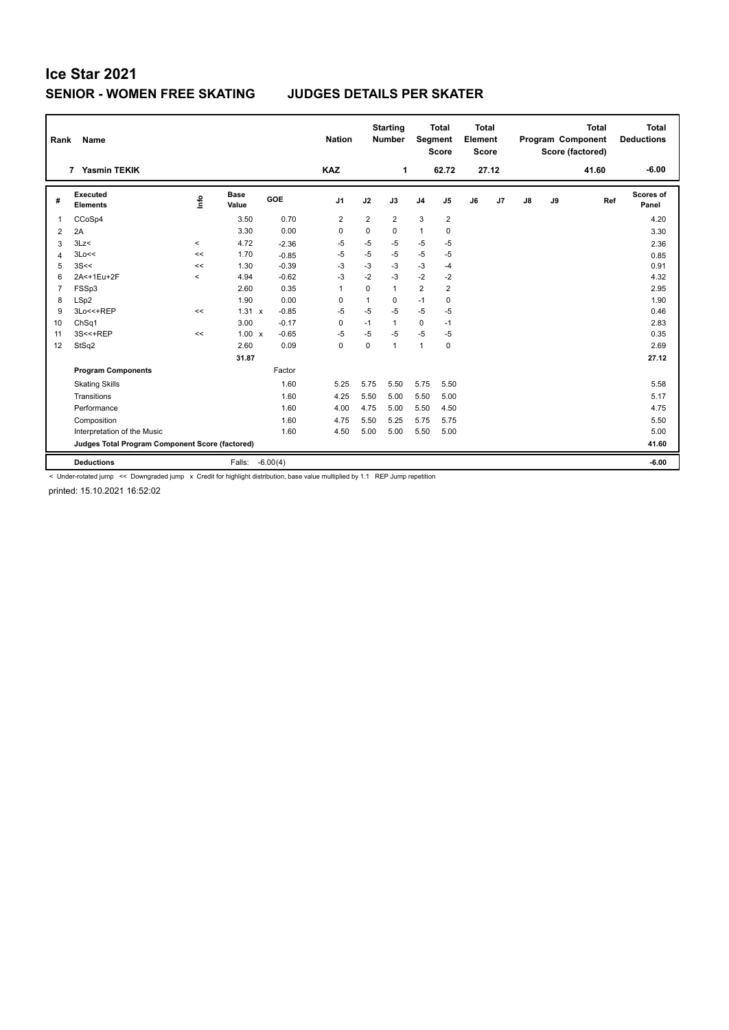# Ice Star 2021

## SENIOR - WOMEN FREE SKATING    JUDGES DETAILS PER SKATER

| Rank | Name | Nation | Starting Number | Total Segment Score | Total Element Score | Total Program Component Score (factored) | Total Deductions |
|---|---|---|---|---|---|---|---|
| 7 | Yasmin TEKIK | KAZ | 1 | 62.72 | 27.12 | 41.60 | -6.00 |

| # | Executed Elements | Info | Base Value | | GOE | J1 | J2 | J3 | J4 | J5 | J6 | J7 | J8 | J9 | Ref | Scores of Panel |
|---|---|---|---|---|---|---|---|---|---|---|---|---|---|---|---|---|
| 1 | CCoSp4 | | 3.50 | | 0.70 | 2 | 2 | 2 | 3 | 2 | | | | | | 4.20 |
| 2 | 2A | | 3.30 | | 0.00 | 0 | 0 | 0 | 1 | 0 | | | | | | 3.30 |
| 3 | 3Lz< | < | 4.72 | | -2.36 | -5 | -5 | -5 | -5 | -5 | | | | | | 2.36 |
| 4 | 3Lo<< | << | 1.70 | | -0.85 | -5 | -5 | -5 | -5 | -5 | | | | | | 0.85 |
| 5 | 3S<< | << | 1.30 | | -0.39 | -3 | -3 | -3 | -3 | -4 | | | | | | 0.91 |
| 6 | 2A<+1Eu+2F | < | 4.94 | | -0.62 | -3 | -2 | -3 | -2 | -2 | | | | | | 4.32 |
| 7 | FSSp3 | | 2.60 | | 0.35 | 1 | 0 | 1 | 2 | 2 | | | | | | 2.95 |
| 8 | LSp2 | | 1.90 | | 0.00 | 0 | 1 | 0 | -1 | 0 | | | | | | 1.90 |
| 9 | 3Lo<<+REP | << | 1.31 | x | -0.85 | -5 | -5 | -5 | -5 | -5 | | | | | | 0.46 |
| 10 | ChSq1 | | 3.00 | | -0.17 | 0 | -1 | 1 | 0 | -1 | | | | | | 2.83 |
| 11 | 3S<<+REP | << | 1.00 | x | -0.65 | -5 | -5 | -5 | -5 | -5 | | | | | | 0.35 |
| 12 | StSq2 | | 2.60 | | 0.09 | 0 | 0 | 1 | 1 | 0 | | | | | | 2.69 |
| | | | 31.87 | | | | | | | | | | | | | 27.12 |
| | **Program Components** | | | | Factor | | | | | | | | | | | |
| | Skating Skills | | | | 1.60 | 5.25 | 5.75 | 5.50 | 5.75 | 5.50 | | | | | | 5.58 |
| | Transitions | | | | 1.60 | 4.25 | 5.50 | 5.00 | 5.50 | 5.00 | | | | | | 5.17 |
| | Performance | | | | 1.60 | 4.00 | 4.75 | 5.00 | 5.50 | 4.50 | | | | | | 4.75 |
| | Composition | | | | 1.60 | 4.75 | 5.50 | 5.25 | 5.75 | 5.75 | | | | | | 5.50 |
| | Interpretation of the Music | | | | 1.60 | 4.50 | 5.00 | 5.00 | 5.50 | 5.00 | | | | | | 5.00 |
| | **Judges Total Program Component Score (factored)** | | | | | | | | | | | | | | | 41.60 |
| | **Deductions** | | Falls: | | -6.00(4) | | | | | | | | | | | -6.00 |

< Under-rotated jump << Downgraded jump x Credit for highlight distribution, base value multiplied by 1.1 REP Jump repetition

printed: 15.10.2021 16:52:02